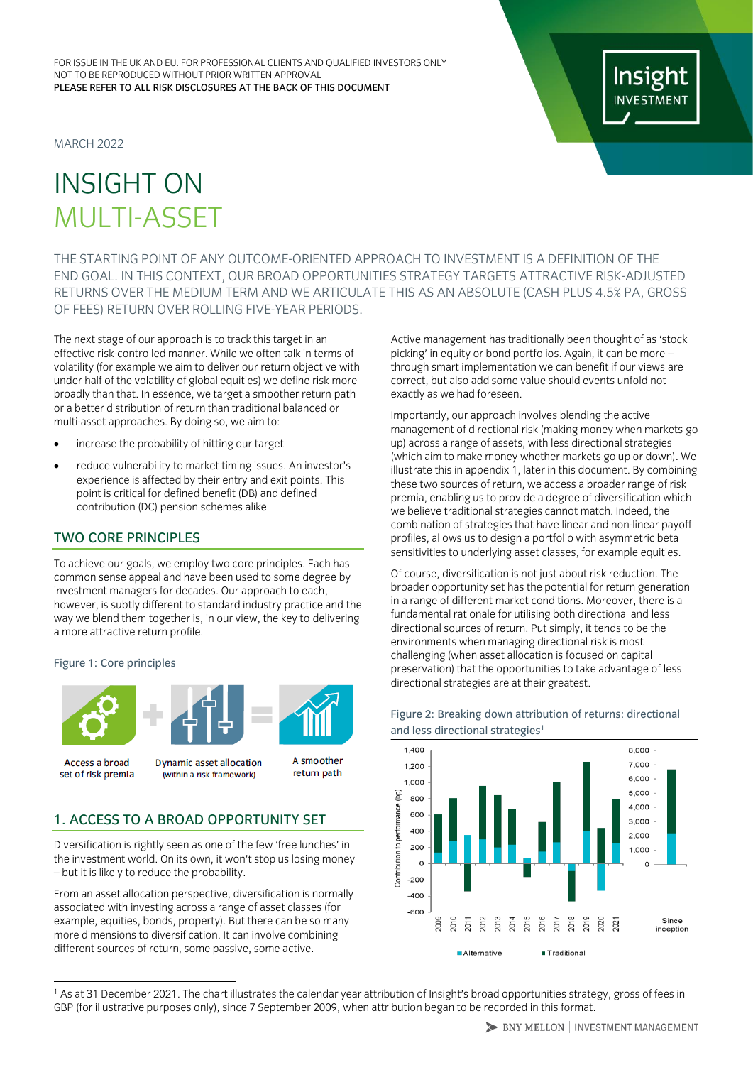FOR ISSUE IN THE UK AND EU. FOR PROFESSIONAL CLIENTS AND QUALIFIED INVESTORS ONLY
NOT TO BE REPRODUCED WITHOUT PRIOR WRITTEN APPROVAL
PLEASE REFER TO ALL RISK DISCLOSURES AT THE BACK OF THIS DOCUMENT

MARCH 2022

# INSIGHT ON MULTI-ASSET

THE STARTING POINT OF ANY OUTCOME-ORIENTED APPROACH TO INVESTMENT IS A DEFINITION OF THE END GOAL. IN THIS CONTEXT, OUR BROAD OPPORTUNITIES STRATEGY TARGETS ATTRACTIVE RISK-ADJUSTED RETURNS OVER THE MEDIUM TERM AND WE ARTICULATE THIS AS AN ABSOLUTE (CASH PLUS 4.5% PA, GROSS OF FEES) RETURN OVER ROLLING FIVE-YEAR PERIODS.

The next stage of our approach is to track this target in an effective risk-controlled manner. While we often talk in terms of volatility (for example we aim to deliver our return objective with under half of the volatility of global equities) we define risk more broadly than that. In essence, we target a smoother return path or a better distribution of return than traditional balanced or multi-asset approaches. By doing so, we aim to:

- increase the probability of hitting our target
- reduce vulnerability to market timing issues. An investor's experience is affected by their entry and exit points. This point is critical for defined benefit (DB) and defined contribution (DC) pension schemes alike

## TWO CORE PRINCIPLES

To achieve our goals, we employ two core principles. Each has common sense appeal and have been used to some degree by investment managers for decades. Our approach to each, however, is subtly different to standard industry practice and the way we blend them together is, in our view, the key to delivering a more attractive return profile.

Figure 1: Core principles

Access a broad set of risk premia + Dynamic asset allocation (within a risk framework) = A smoother return path

## 1. ACCESS TO A BROAD OPPORTUNITY SET

Diversification is rightly seen as one of the few 'free lunches' in the investment world. On its own, it won't stop us losing money – but it is likely to reduce the probability.

From an asset allocation perspective, diversification is normally associated with investing across a range of asset classes (for example, equities, bonds, property). But there can be so many more dimensions to diversification. It can involve combining different sources of return, some passive, some active.

Active management has traditionally been thought of as 'stock picking' in equity or bond portfolios. Again, it can be more – through smart implementation we can benefit if our views are correct, but also add some value should events unfold not exactly as we had foreseen.

Importantly, our approach involves blending the active management of directional risk (making money when markets go up) across a range of assets, with less directional strategies (which aim to make money whether markets go up or down). We illustrate this in appendix 1, later in this document. By combining these two sources of return, we access a broader range of risk premia, enabling us to provide a degree of diversification which we believe traditional strategies cannot match. Indeed, the combination of strategies that have linear and non-linear payoff profiles, allows us to design a portfolio with asymmetric beta sensitivities to underlying asset classes, for example equities.

Of course, diversification is not just about risk reduction. The broader opportunity set has the potential for return generation in a range of different market conditions. Moreover, there is a fundamental rationale for utilising both directional and less directional sources of return. Put simply, it tends to be the environments when managing directional risk is most challenging (when asset allocation is focused on capital preservation) that the opportunities to take advantage of less directional strategies are at their greatest.

Figure 2: Breaking down attribution of returns: directional and less directional strategies[1]

Contribution to performance (bp) — Alternative / Traditional — 2009–2021 and Since inception

[1] As at 31 December 2021. The chart illustrates the calendar year attribution of Insight's broad opportunities strategy, gross of fees in GBP (for illustrative purposes only), since 7 September 2009, when attribution began to be recorded in this format.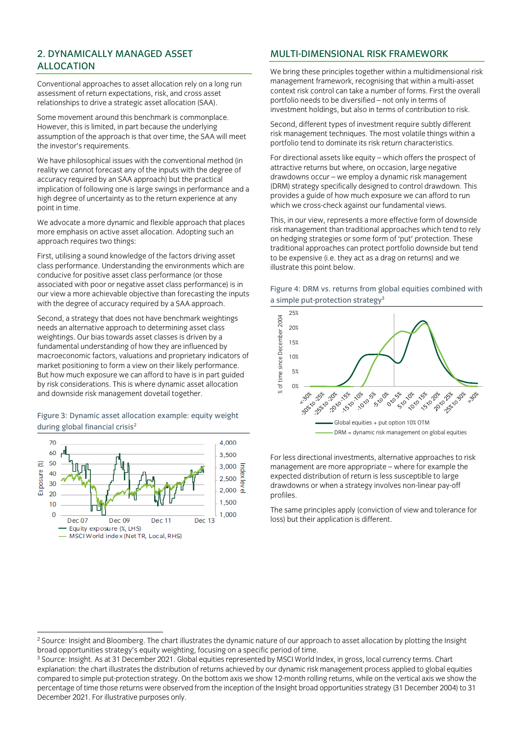## 2. DYNAMICALLY MANAGED ASSET ALLOCATION

Conventional approaches to asset allocation rely on a long run assessment of return expectations, risk, and cross asset relationships to drive a strategic asset allocation (SAA).

Some movement around this benchmark is commonplace. However, this is limited, in part because the underlying assumption of the approach is that over time, the SAA will meet the investor's requirements.

We have philosophical issues with the conventional method (in reality we cannot forecast any of the inputs with the degree of accuracy required by an SAA approach) but the practical implication of following one is large swings in performance and a high degree of uncertainty as to the return experience at any point in time.

We advocate a more dynamic and flexible approach that places more emphasis on active asset allocation. Adopting such an approach requires two things:

First, utilising a sound knowledge of the factors driving asset class performance. Understanding the environments which are conducive for positive asset class performance (or those associated with poor or negative asset class performance) is in our view a more achievable objective than forecasting the inputs with the degree of accuracy required by a SAA approach.

Second, a strategy that does not have benchmark weightings needs an alternative approach to determining asset class weightings. Our bias towards asset classes is driven by a fundamental understanding of how they are influenced by macroeconomic factors, valuations and proprietary indicators of market positioning to form a view on their likely performance. But how much exposure we can afford to have is in part guided by risk considerations. This is where dynamic asset allocation and downside risk management dovetail together.

Figure 3: Dynamic asset allocation example: equity weight during global financial crisis[2]

## MULTI-DIMENSIONAL RISK FRAMEWORK

We bring these principles together within a multidimensional risk management framework, recognising that within a multi-asset context risk control can take a number of forms. First the overall portfolio needs to be diversified – not only in terms of investment holdings, but also in terms of contribution to risk.

Second, different types of investment require subtly different risk management techniques. The most volatile things within a portfolio tend to dominate its risk return characteristics.

For directional assets like equity – which offers the prospect of attractive returns but where, on occasion, large negative drawdowns occur – we employ a dynamic risk management (DRM) strategy specifically designed to control drawdown. This provides a guide of how much exposure we can afford to run which we cross-check against our fundamental views.

This, in our view, represents a more effective form of downside risk management than traditional approaches which tend to rely on hedging strategies or some form of 'put' protection. These traditional approaches can protect portfolio downside but tend to be expensive (i.e. they act as a drag on returns) and we illustrate this point below.

Figure 4: DRM vs. returns from global equities combined with a simple put-protection strategy[3]

For less directional investments, alternative approaches to risk management are more appropriate – where for example the expected distribution of return is less susceptible to large drawdowns or when a strategy involves non-linear pay-off profiles.

The same principles apply (conviction of view and tolerance for loss) but their application is different.

---

[2] Source: Insight and Bloomberg. The chart illustrates the dynamic nature of our approach to asset allocation by plotting the Insight broad opportunities strategy's equity weighting, focusing on a specific period of time.

[3] Source: Insight. As at 31 December 2021. Global equities represented by MSCI World Index, in gross, local currency terms. Chart explanation: the chart illustrates the distribution of returns achieved by our dynamic risk management process applied to global equities compared to simple put-protection strategy. On the bottom axis we show 12-month rolling returns, while on the vertical axis we show the percentage of time those returns were observed from the inception of the Insight broad opportunities strategy (31 December 2004) to 31 December 2021. For illustrative purposes only.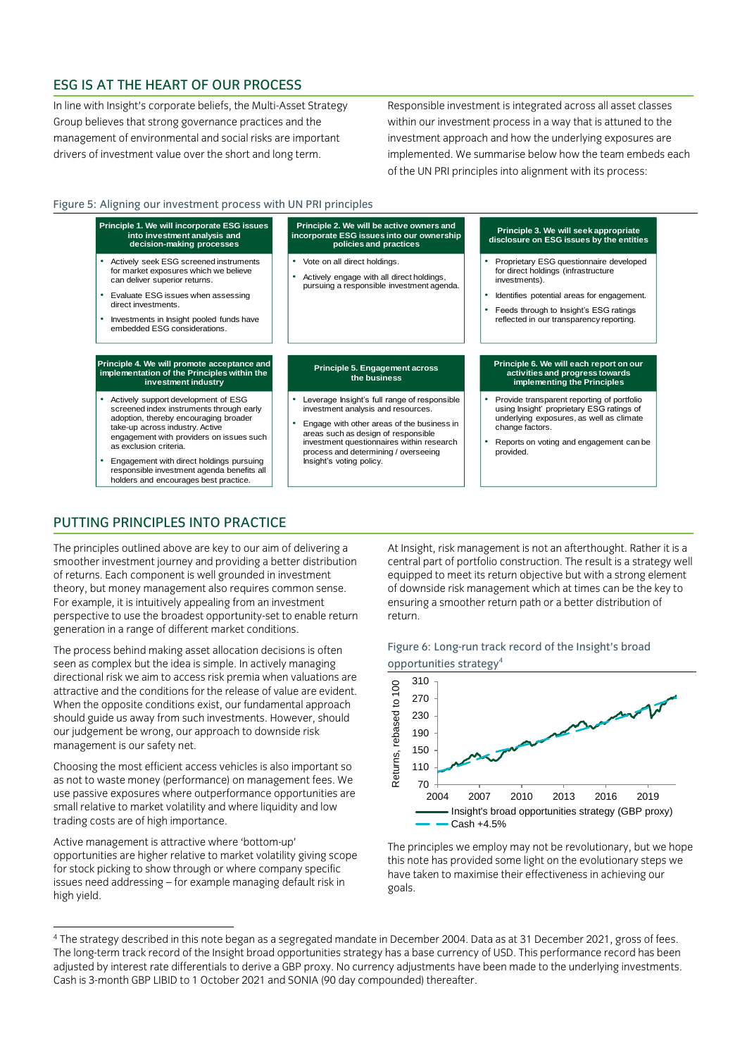## ESG IS AT THE HEART OF OUR PROCESS

In line with Insight's corporate beliefs, the Multi-Asset Strategy Group believes that strong governance practices and the management of environmental and social risks are important drivers of investment value over the short and long term.

Responsible investment is integrated across all asset classes within our investment process in a way that is attuned to the investment approach and how the underlying exposures are implemented. We summarise below how the team embeds each of the UN PRI principles into alignment with its process:

Figure 5: Aligning our investment process with UN PRI principles

| Principle 1. We will incorporate ESG issues into investment analysis and decision-making processes | Principle 2. We will be active owners and incorporate ESG issues into our ownership policies and practices | Principle 3. We will seek appropriate disclosure on ESG issues by the entities |
|---|---|---|
| • Actively seek ESG screened instruments for market exposures which we believe can deliver superior returns.<br>• Evaluate ESG issues when assessing direct investments.<br>• Investments in Insight pooled funds have embedded ESG considerations. | • Vote on all direct holdings.<br>• Actively engage with all direct holdings, pursuing a responsible investment agenda. | • Proprietary ESG questionnaire developed for direct holdings (infrastructure investments).<br>• Identifies potential areas for engagement.<br>• Feeds through to Insight's ESG ratings reflected in our transparency reporting. |

| Principle 4. We will promote acceptance and implementation of the Principles within the investment industry | Principle 5. Engagement across the business | Principle 6. We will each report on our activities and progress towards implementing the Principles |
|---|---|---|
| • Actively support development of ESG screened index instruments through early adoption, thereby encouraging broader take-up across industry. Active engagement with providers on issues such as exclusion criteria.<br>• Engagement with direct holdings pursuing responsible investment agenda benefits all holders and encourages best practice. | • Leverage Insight's full range of responsible investment analysis and resources.<br>• Engage with other areas of the business in areas such as design of responsible investment questionnaires within research process and determining / overseeing Insight's voting policy. | • Provide transparent reporting of portfolio using Insight' proprietary ESG ratings of underlying exposures, as well as climate change factors.<br>• Reports on voting and engagement can be provided. |

## PUTTING PRINCIPLES INTO PRACTICE

The principles outlined above are key to our aim of delivering a smoother investment journey and providing a better distribution of returns. Each component is well grounded in investment theory, but money management also requires common sense. For example, it is intuitively appealing from an investment perspective to use the broadest opportunity-set to enable return generation in a range of different market conditions.

The process behind making asset allocation decisions is often seen as complex but the idea is simple. In actively managing directional risk we aim to access risk premia when valuations are attractive and the conditions for the release of value are evident. When the opposite conditions exist, our fundamental approach should guide us away from such investments. However, should our judgement be wrong, our approach to downside risk management is our safety net.

Choosing the most efficient access vehicles is also important so as not to waste money (performance) on management fees. We use passive exposures where outperformance opportunities are small relative to market volatility and where liquidity and low trading costs are of high importance.

Active management is attractive where 'bottom-up' opportunities are higher relative to market volatility giving scope for stock picking to show through or where company specific issues need addressing – for example managing default risk in high yield.

At Insight, risk management is not an afterthought. Rather it is a central part of portfolio construction. The result is a strategy well equipped to meet its return objective but with a strong element of downside risk management which at times can be the key to ensuring a smoother return path or a better distribution of return.

Figure 6: Long-run track record of the Insight's broad opportunities strategy[4]

The principles we employ may not be revolutionary, but we hope this note has provided some light on the evolutionary steps we have taken to maximise their effectiveness in achieving our goals.

[4] The strategy described in this note began as a segregated mandate in December 2004. Data as at 31 December 2021, gross of fees. The long-term track record of the Insight broad opportunities strategy has a base currency of USD. This performance record has been adjusted by interest rate differentials to derive a GBP proxy. No currency adjustments have been made to the underlying investments. Cash is 3-month GBP LIBID to 1 October 2021 and SONIA (90 day compounded) thereafter.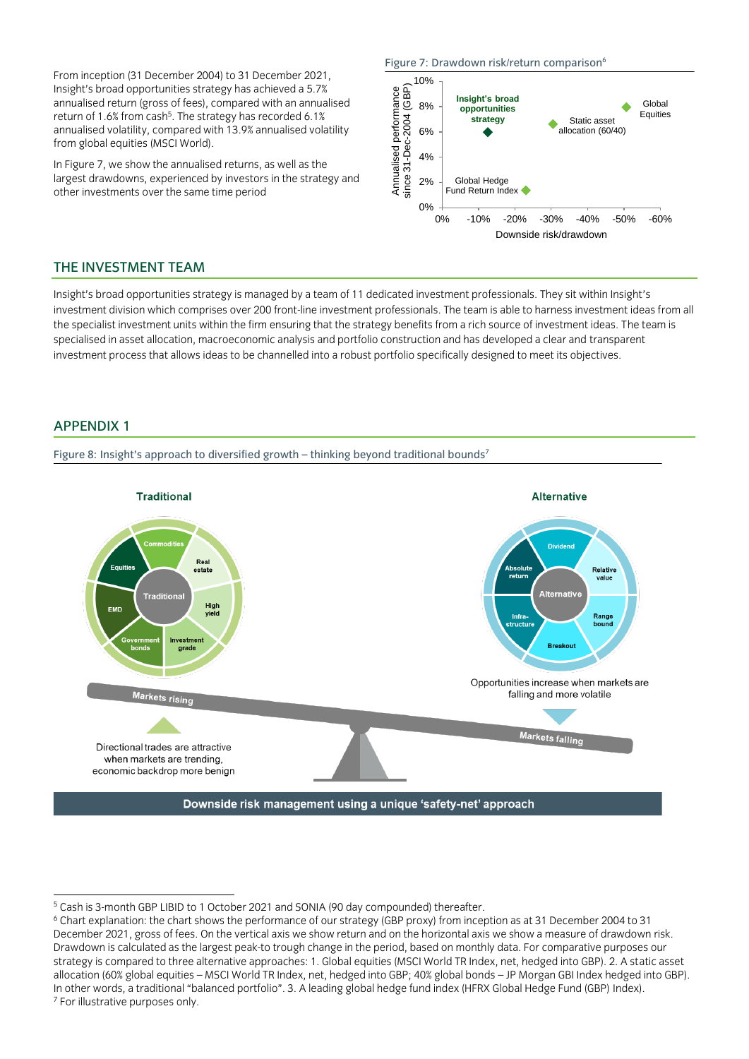From inception (31 December 2004) to 31 December 2021, Insight's broad opportunities strategy has achieved a 5.7% annualised return (gross of fees), compared with an annualised return of 1.6% from cash[5]. The strategy has recorded 6.1% annualised volatility, compared with 13.9% annualised volatility from global equities (MSCI World).

In Figure 7, we show the annualised returns, as well as the largest drawdowns, experienced by investors in the strategy and other investments over the same time period

Figure 7: Drawdown risk/return comparison[6]

## THE INVESTMENT TEAM

Insight's broad opportunities strategy is managed by a team of 11 dedicated investment professionals. They sit within Insight's investment division which comprises over 200 front-line investment professionals. The team is able to harness investment ideas from all the specialist investment units within the firm ensuring that the strategy benefits from a rich source of investment ideas. The team is specialised in asset allocation, macroeconomic analysis and portfolio construction and has developed a clear and transparent investment process that allows ideas to be channelled into a robust portfolio specifically designed to meet its objectives.

## APPENDIX 1

Figure 8: Insight's approach to diversified growth – thinking beyond traditional bounds[7]

---

[5] Cash is 3-month GBP LIBID to 1 October 2021 and SONIA (90 day compounded) thereafter.

[6] Chart explanation: the chart shows the performance of our strategy (GBP proxy) from inception as at 31 December 2004 to 31 December 2021, gross of fees. On the vertical axis we show return and on the horizontal axis we show a measure of drawdown risk. Drawdown is calculated as the largest peak-to trough change in the period, based on monthly data. For comparative purposes our strategy is compared to three alternative approaches: 1. Global equities (MSCI World TR Index, net, hedged into GBP). 2. A static asset allocation (60% global equities – MSCI World TR Index, net, hedged into GBP; 40% global bonds – JP Morgan GBI Index hedged into GBP). In other words, a traditional "balanced portfolio". 3. A leading global hedge fund index (HFRX Global Hedge Fund (GBP) Index).

[7] For illustrative purposes only.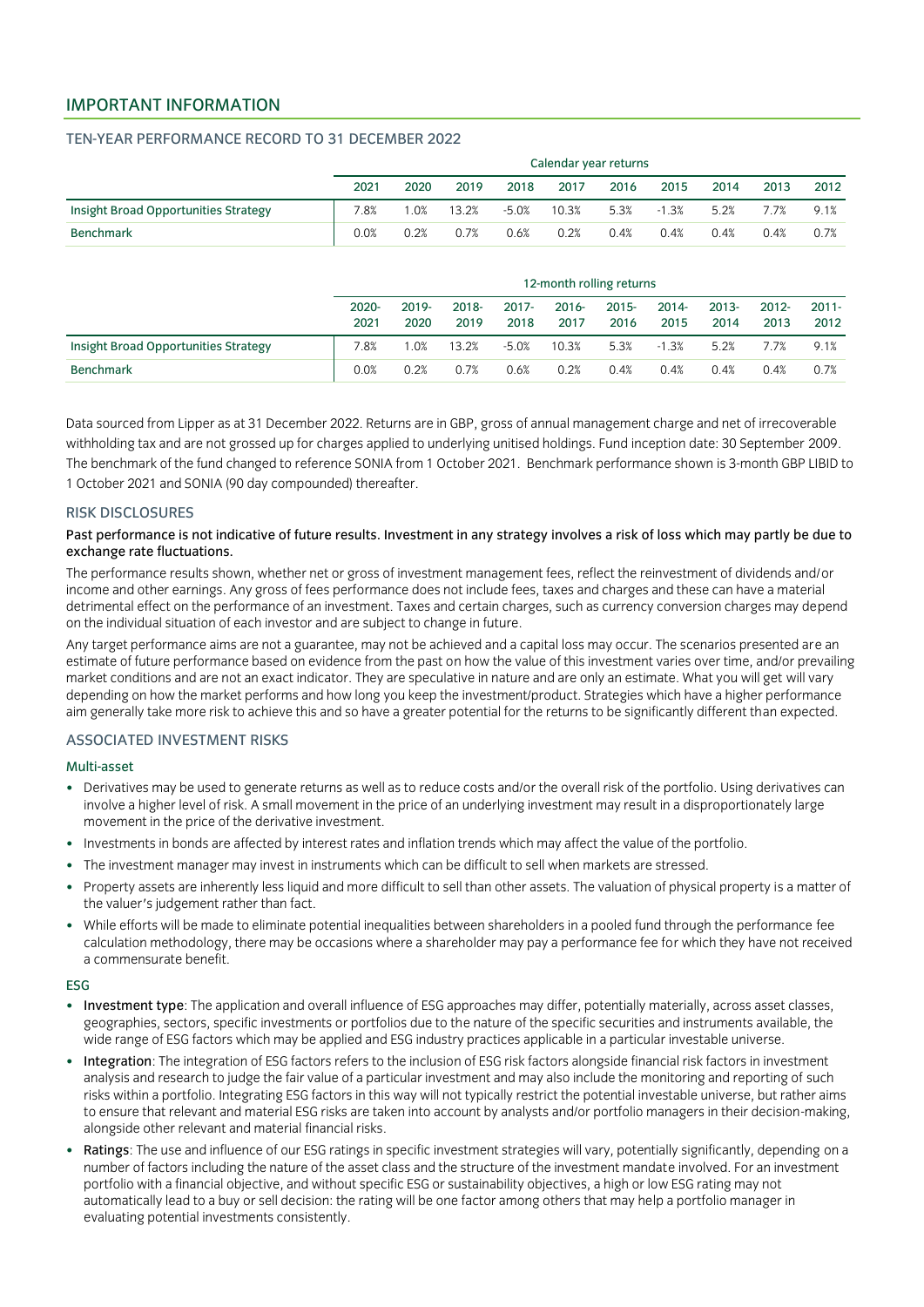## IMPORTANT INFORMATION

### TEN-YEAR PERFORMANCE RECORD TO 31 DECEMBER 2022

| | Calendar year returns | | | | | | | | | |
|---|---|---|---|---|---|---|---|---|---|---|
| | 2021 | 2020 | 2019 | 2018 | 2017 | 2016 | 2015 | 2014 | 2013 | 2012 |
| Insight Broad Opportunities Strategy | 7.8% | 1.0% | 13.2% | -5.0% | 10.3% | 5.3% | -1.3% | 5.2% | 7.7% | 9.1% |
| Benchmark | 0.0% | 0.2% | 0.7% | 0.6% | 0.2% | 0.4% | 0.4% | 0.4% | 0.4% | 0.7% |

| | 12-month rolling returns | | | | | | | | | |
|---|---|---|---|---|---|---|---|---|---|---|
| | 2020-2021 | 2019-2020 | 2018-2019 | 2017-2018 | 2016-2017 | 2015-2016 | 2014-2015 | 2013-2014 | 2012-2013 | 2011-2012 |
| Insight Broad Opportunities Strategy | 7.8% | 1.0% | 13.2% | -5.0% | 10.3% | 5.3% | -1.3% | 5.2% | 7.7% | 9.1% |
| Benchmark | 0.0% | 0.2% | 0.7% | 0.6% | 0.2% | 0.4% | 0.4% | 0.4% | 0.4% | 0.7% |

Data sourced from Lipper as at 31 December 2022. Returns are in GBP, gross of annual management charge and net of irrecoverable withholding tax and are not grossed up for charges applied to underlying unitised holdings. Fund inception date: 30 September 2009. The benchmark of the fund changed to reference SONIA from 1 October 2021. Benchmark performance shown is 3-month GBP LIBID to 1 October 2021 and SONIA (90 day compounded) thereafter.

### RISK DISCLOSURES

**Past performance is not indicative of future results. Investment in any strategy involves a risk of loss which may partly be due to exchange rate fluctuations.**

The performance results shown, whether net or gross of investment management fees, reflect the reinvestment of dividends and/or income and other earnings. Any gross of fees performance does not include fees, taxes and charges and these can have a material detrimental effect on the performance of an investment. Taxes and certain charges, such as currency conversion charges may depend on the individual situation of each investor and are subject to change in future.

Any target performance aims are not a guarantee, may not be achieved and a capital loss may occur. The scenarios presented are an estimate of future performance based on evidence from the past on how the value of this investment varies over time, and/or prevailing market conditions and are not an exact indicator. They are speculative in nature and are only an estimate. What you will get will vary depending on how the market performs and how long you keep the investment/product. Strategies which have a higher performance aim generally take more risk to achieve this and so have a greater potential for the returns to be significantly different than expected.

### ASSOCIATED INVESTMENT RISKS

#### Multi-asset

- Derivatives may be used to generate returns as well as to reduce costs and/or the overall risk of the portfolio. Using derivatives can involve a higher level of risk. A small movement in the price of an underlying investment may result in a disproportionately large movement in the price of the derivative investment.
- Investments in bonds are affected by interest rates and inflation trends which may affect the value of the portfolio.
- The investment manager may invest in instruments which can be difficult to sell when markets are stressed.
- Property assets are inherently less liquid and more difficult to sell than other assets. The valuation of physical property is a matter of the valuer's judgement rather than fact.
- While efforts will be made to eliminate potential inequalities between shareholders in a pooled fund through the performance fee calculation methodology, there may be occasions where a shareholder may pay a performance fee for which they have not received a commensurate benefit.

#### ESG

- **Investment type**: The application and overall influence of ESG approaches may differ, potentially materially, across asset classes, geographies, sectors, specific investments or portfolios due to the nature of the specific securities and instruments available, the wide range of ESG factors which may be applied and ESG industry practices applicable in a particular investable universe.
- **Integration**: The integration of ESG factors refers to the inclusion of ESG risk factors alongside financial risk factors in investment analysis and research to judge the fair value of a particular investment and may also include the monitoring and reporting of such risks within a portfolio. Integrating ESG factors in this way will not typically restrict the potential investable universe, but rather aims to ensure that relevant and material ESG risks are taken into account by analysts and/or portfolio managers in their decision-making, alongside other relevant and material financial risks.
- **Ratings**: The use and influence of our ESG ratings in specific investment strategies will vary, potentially significantly, depending on a number of factors including the nature of the asset class and the structure of the investment mandate involved. For an investment portfolio with a financial objective, and without specific ESG or sustainability objectives, a high or low ESG rating may not automatically lead to a buy or sell decision: the rating will be one factor among others that may help a portfolio manager in evaluating potential investments consistently.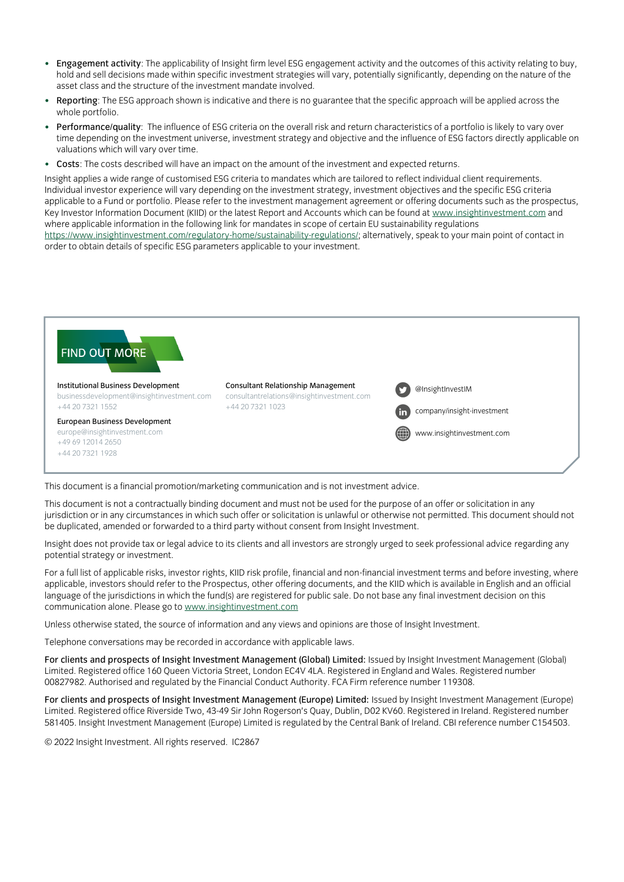- **Engagement activity**: The applicability of Insight firm level ESG engagement activity and the outcomes of this activity relating to buy, hold and sell decisions made within specific investment strategies will vary, potentially significantly, depending on the nature of the asset class and the structure of the investment mandate involved.
- **Reporting**: The ESG approach shown is indicative and there is no guarantee that the specific approach will be applied across the whole portfolio.
- **Performance/quality**: The influence of ESG criteria on the overall risk and return characteristics of a portfolio is likely to vary over time depending on the investment universe, investment strategy and objective and the influence of ESG factors directly applicable on valuations which will vary over time.
- **Costs**: The costs described will have an impact on the amount of the investment and expected returns.

Insight applies a wide range of customised ESG criteria to mandates which are tailored to reflect individual client requirements. Individual investor experience will vary depending on the investment strategy, investment objectives and the specific ESG criteria applicable to a Fund or portfolio. Please refer to the investment management agreement or offering documents such as the prospectus, Key Investor Information Document (KIID) or the latest Report and Accounts which can be found at www.insightinvestment.com and where applicable information in the following link for mandates in scope of certain EU sustainability regulations https://www.insightinvestment.com/regulatory-home/sustainability-regulations/; alternatively, speak to your main point of contact in order to obtain details of specific ESG parameters applicable to your investment.

## FIND OUT MORE

**Institutional Business Development**
businessdevelopment@insightinvestment.com
+44 20 7321 1552

**European Business Development**
europe@insightinvestment.com
+49 69 12014 2650
+44 20 7321 1928

**Consultant Relationship Management**
consultantrelations@insightinvestment.com
+44 20 7321 1023

@InsightInvestIM
company/insight-investment
www.insightinvestment.com

This document is a financial promotion/marketing communication and is not investment advice.

This document is not a contractually binding document and must not be used for the purpose of an offer or solicitation in any jurisdiction or in any circumstances in which such offer or solicitation is unlawful or otherwise not permitted. This document should not be duplicated, amended or forwarded to a third party without consent from Insight Investment.

Insight does not provide tax or legal advice to its clients and all investors are strongly urged to seek professional advice regarding any potential strategy or investment.

For a full list of applicable risks, investor rights, KIID risk profile, financial and non-financial investment terms and before investing, where applicable, investors should refer to the Prospectus, other offering documents, and the KIID which is available in English and an official language of the jurisdictions in which the fund(s) are registered for public sale. Do not base any final investment decision on this communication alone. Please go to www.insightinvestment.com

Unless otherwise stated, the source of information and any views and opinions are those of Insight Investment.

Telephone conversations may be recorded in accordance with applicable laws.

**For clients and prospects of Insight Investment Management (Global) Limited:** Issued by Insight Investment Management (Global) Limited. Registered office 160 Queen Victoria Street, London EC4V 4LA. Registered in England and Wales. Registered number 00827982. Authorised and regulated by the Financial Conduct Authority. FCA Firm reference number 119308.

**For clients and prospects of Insight Investment Management (Europe) Limited:** Issued by Insight Investment Management (Europe) Limited. Registered office Riverside Two, 43-49 Sir John Rogerson's Quay, Dublin, D02 KV60. Registered in Ireland. Registered number 581405. Insight Investment Management (Europe) Limited is regulated by the Central Bank of Ireland. CBI reference number C154503.

© 2022 Insight Investment. All rights reserved. IC2867